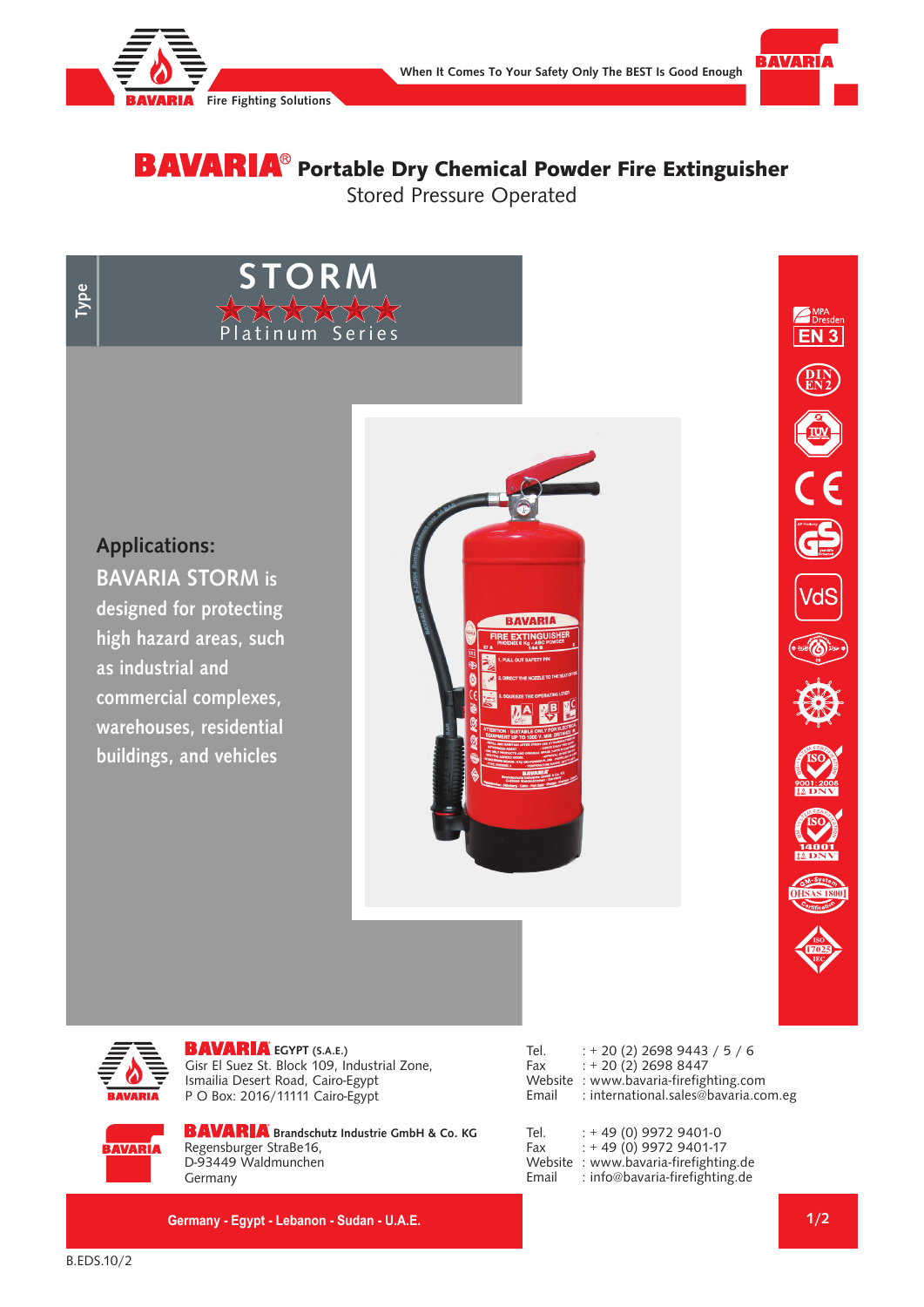# BAVARIA® Portable Dry Chemical Powder Fire Extinguisher

## Stored Pressure Operated

**Type**

# STORM

Platinum Series

**Applications:**

**BAVARIA STORM is designed for protecting high hazard areas, such as industrial and commercial complexes, warehouses, residential buildings, and vehicles**

**BAVARIA EGYPT (S.A.E.)**
Gisr El Suez St. Block 109, Industrial Zone,
Ismailia Desert Road, Cairo-Egypt
P O Box: 2016/11111 Cairo-Egypt

Tel. : + 20 (2) 2698 9443 / 5 / 6
Fax : + 20 (2) 2698 8447
Website : www.bavaria-firefighting.com
Email : international.sales@bavaria.com.eg

**BAVARIA Brandschutz Industrie GmbH & Co. KG**
Regensburger StraBe16,
D-93449 Waldmunchen
Germany

Tel. : + 49 (0) 9972 9401-0
Fax : + 49 (0) 9972 9401-17
Website : www.bavaria-firefighting.de
Email : info@bavaria-firefighting.de

**Germany - Egypt - Lebanon - Sudan - U.A.E.**

B.EDS.10/2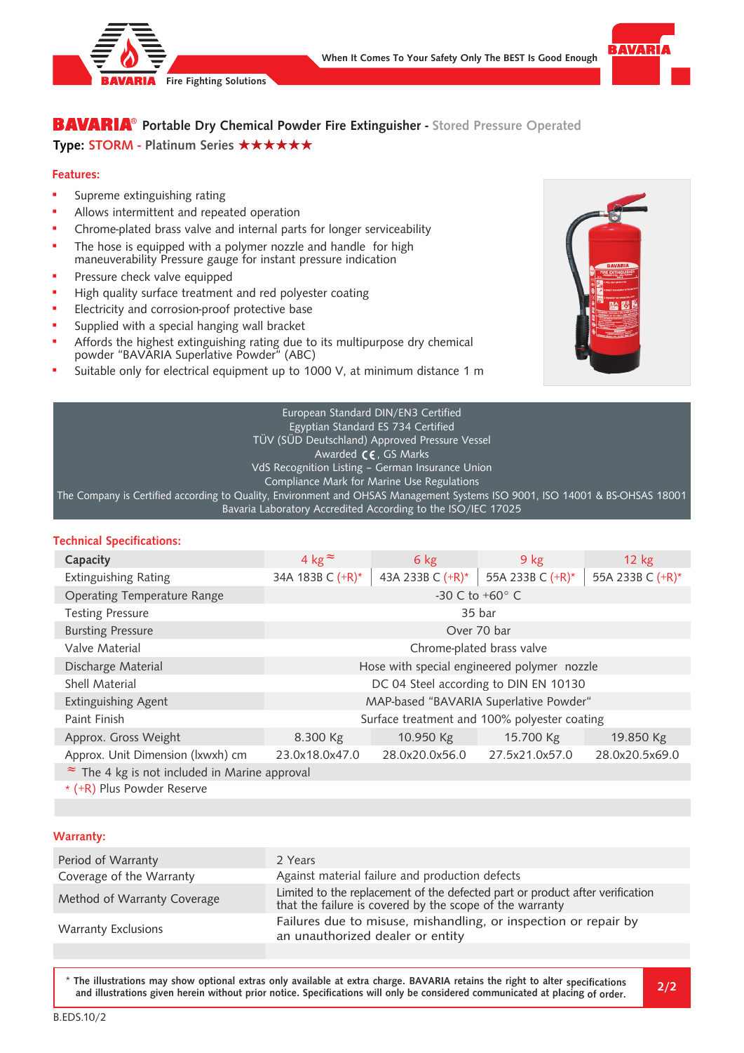# BAVARIA® Portable Dry Chemical Powder Fire Extinguisher - Stored Pressure Operated

**Type: STORM - Platinum Series ★★★★★★**

## Features:

- Supreme extinguishing rating
- Allows intermittent and repeated operation
- Chrome-plated brass valve and internal parts for longer serviceability
- The hose is equipped with a polymer nozzle and handle for high maneuverability Pressure gauge for instant pressure indication
- Pressure check valve equipped
- High quality surface treatment and red polyester coating
- Electricity and corrosion-proof protective base
- Supplied with a special hanging wall bracket
- Affords the highest extinguishing rating due to its multipurpose dry chemical powder "BAVARIA Superlative Powder" (ABC)
- Suitable only for electrical equipment up to 1000 V, at minimum distance 1 m

European Standard DIN/EN3 Certified
Egyptian Standard ES 734 Certified
TÜV (SÜD Deutschland) Approved Pressure Vessel
Awarded CE, GS Marks
VdS Recognition Listing – German Insurance Union
Compliance Mark for Marine Use Regulations
The Company is Certified according to Quality, Environment and OHSAS Management Systems ISO 9001, ISO 14001 & BS-OHSAS 18001
Bavaria Laboratory Accredited According to the ISO/IEC 17025

## Technical Specifications:

| Capacity | 4 kg ≈ | 6 kg | 9 kg | 12 kg |
|---|---|---|---|---|
| Extinguishing Rating | 34A 183B C (+R)* | 43A 233B C (+R)* | 55A 233B C (+R)* | 55A 233B C (+R)* |
| Operating Temperature Range | -30 C to +60° C | | | |
| Testing Pressure | 35 bar | | | |
| Bursting Pressure | Over 70 bar | | | |
| Valve Material | Chrome-plated brass valve | | | |
| Discharge Material | Hose with special engineered polymer nozzle | | | |
| Shell Material | DC 04 Steel according to DIN EN 10130 | | | |
| Extinguishing Agent | MAP-based "BAVARIA Superlative Powder" | | | |
| Paint Finish | Surface treatment and 100% polyester coating | | | |
| Approx. Gross Weight | 8.300 Kg | 10.950 Kg | 15.700 Kg | 19.850 Kg |
| Approx. Unit Dimension (lxwxh) cm | 23.0x18.0x47.0 | 28.0x20.0x56.0 | 27.5x21.0x57.0 | 28.0x20.5x69.0 |

≈ The 4 kg is not included in Marine approval

* (+R) Plus Powder Reserve

## Warranty:

| | |
|---|---|
| Period of Warranty | 2 Years |
| Coverage of the Warranty | Against material failure and production defects |
| Method of Warranty Coverage | Limited to the replacement of the defected part or product after verification that the failure is covered by the scope of the warranty |
| Warranty Exclusions | Failures due to misuse, mishandling, or inspection or repair by an unauthorized dealer or entity |

**\* The illustrations may show optional extras only available at extra charge. BAVARIA retains the right to alter specifications and illustrations given herein without prior notice. Specifications will only be considered communicated at placing of order.**

B.EDS.10/2